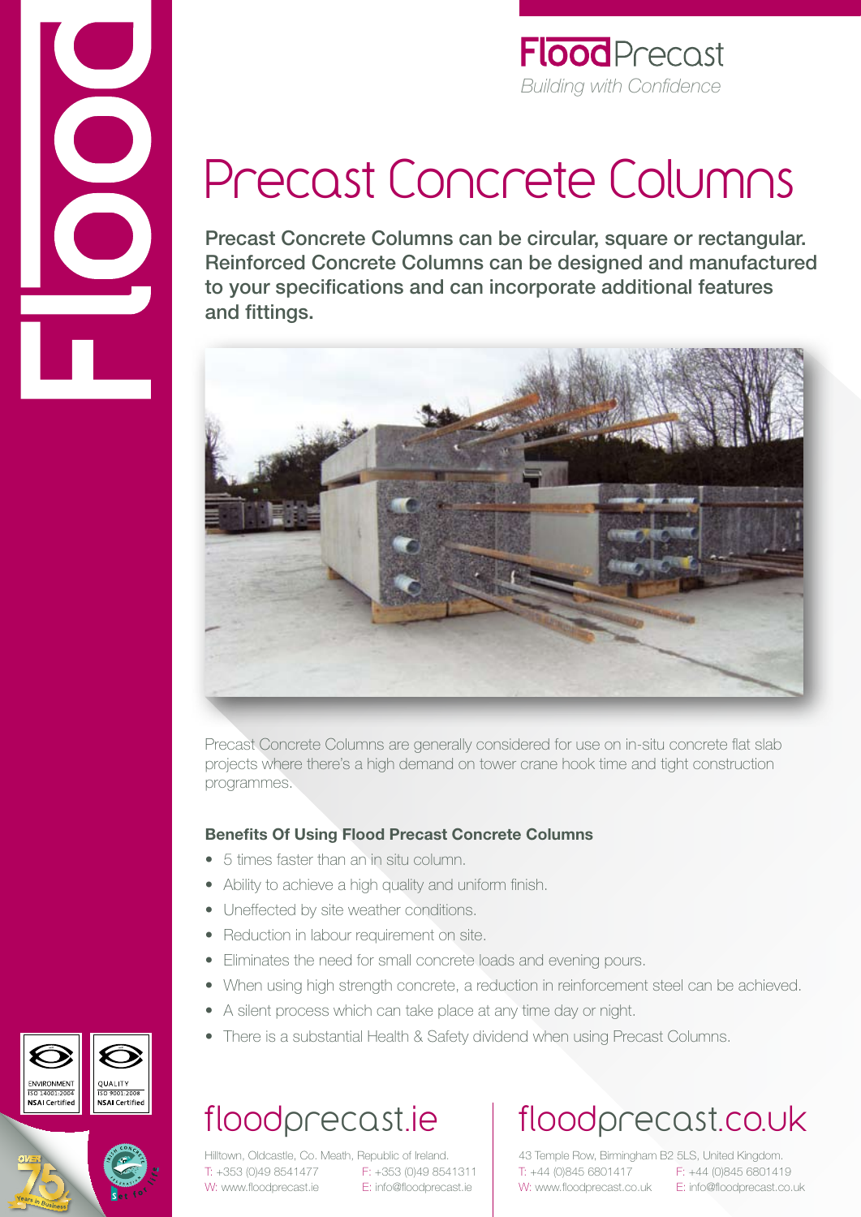**Flood Precast**

*Building with Confidence*

# Precast Concrete Columns

**Precast Concrete Columns can be circular, square or rectangular. Reinforced Concrete Columns can be designed and manufactured to your specifications and can incorporate additional features and fittings.**

Precast Concrete Columns are generally considered for use on in-situ concrete flat slab projects where there's a high demand on tower crane hook time and tight construction programmes.

### Benefits Of Using Flood Precast Concrete Columns

- 5 times faster than an in situ column.
- Ability to achieve a high quality and uniform finish.
- Uneffected by site weather conditions.
- Reduction in labour requirement on site.
- Eliminates the need for small concrete loads and evening pours.
- When using high strength concrete, a reduction in reinforcement steel can be achieved.
- A silent process which can take place at any time day or night.
- There is a substantial Health & Safety dividend when using Precast Columns.

ENVIRONMENT ISO 14001:2004 NSAI Certified

QUALITY ISO 9001:2008 NSAI Certified

OVER 75 Years in Business

## floodprecast.ie

Hilltown, Oldcastle, Co. Meath, Republic of Ireland.
T: +353 (0)49 8541477 F: +353 (0)49 8541311
W: www.floodprecast.ie E: info@floodprecast.ie

## floodprecast.co.uk

43 Temple Row, Birmingham B2 5LS, United Kingdom.
T: +44 (0)845 6801417 F: +44 (0)845 6801419
W: www.floodprecast.co.uk E: info@floodprecast.co.uk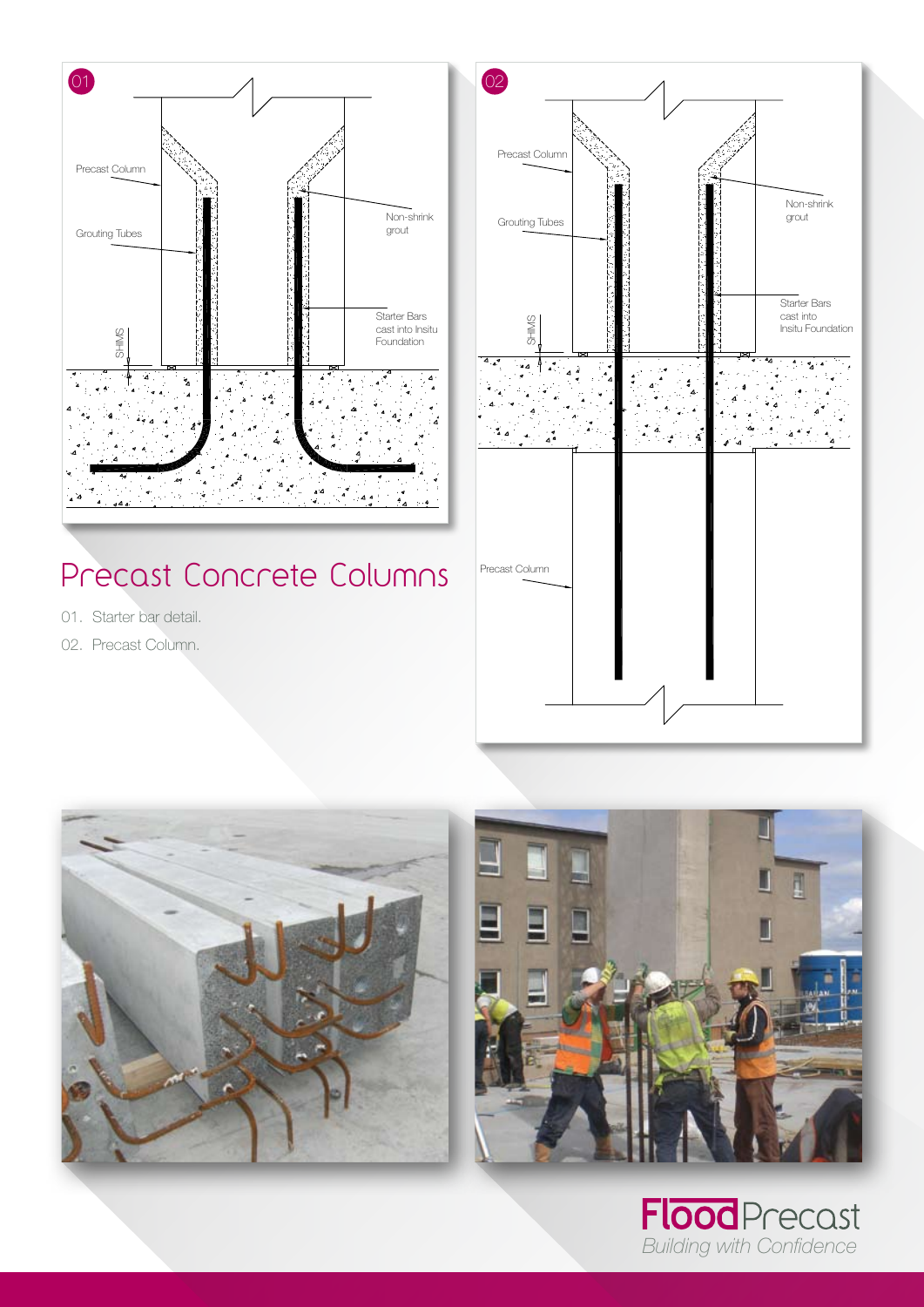01

Precast Column

Grouting Tubes

Non-shrink grout

Starter Bars cast into Insitu Foundation

SHIMS

02

Precast Column

Grouting Tubes

Non-shrink grout

Starter Bars cast into Insitu Foundation

SHIMS

Precast Column

# Precast Concrete Columns

01. Starter bar detail.

02. Precast Column.

**Flood** Precast

*Building with Confidence*